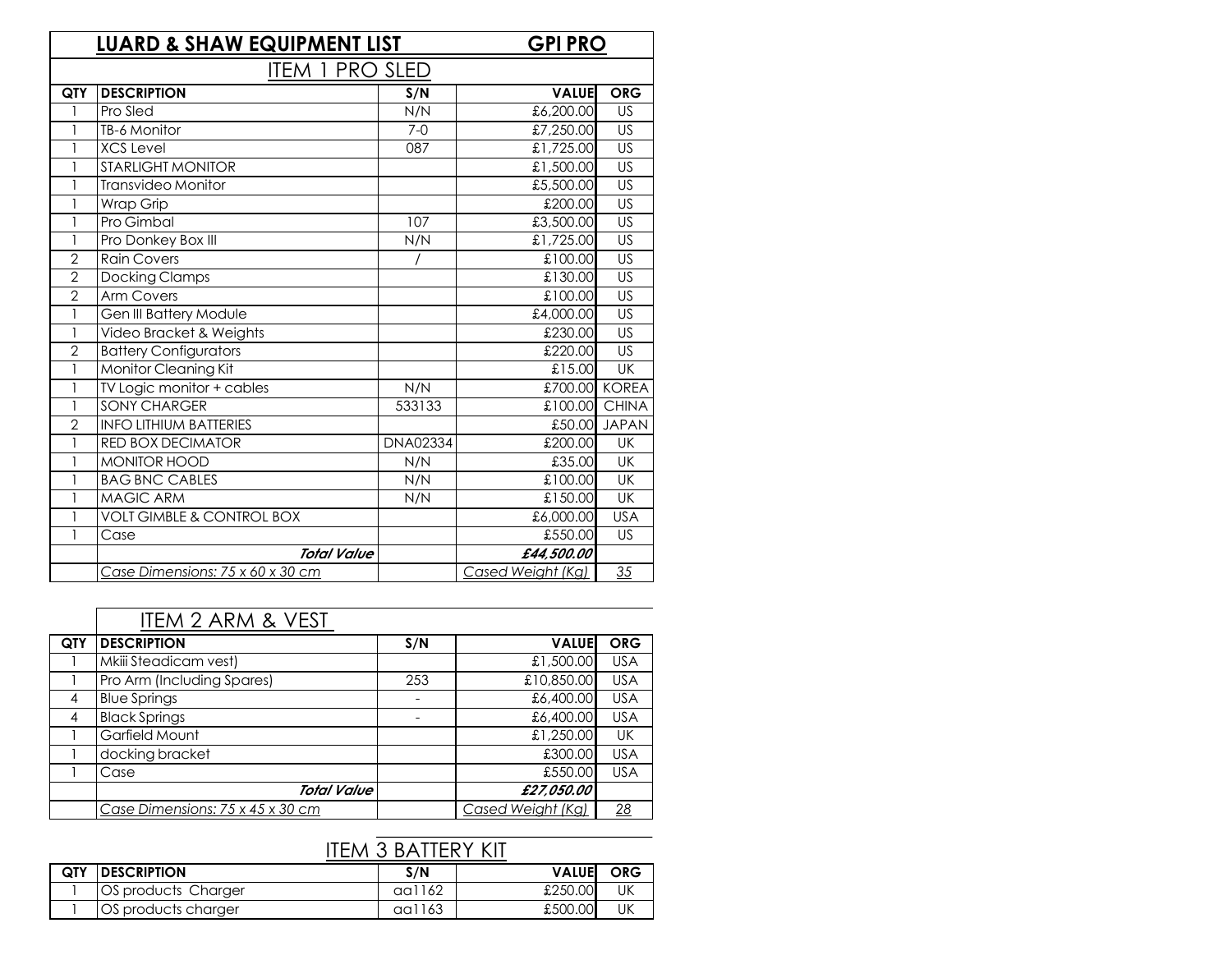# LUARD & SHAW EQUIPMENT LIST GPI PRO

## ITEM 1 PRO SLED

| QTY | DESCRIPTION | S/N | VALUE | ORG |
|---|---|---|---|---|
| 1 | Pro Sled | N/N | £6,200.00 | US |
| 1 | TB-6 Monitor | 7-0 | £7,250.00 | US |
| 1 | XCS Level | 087 | £1,725.00 | US |
| 1 | STARLIGHT MONITOR | | £1,500.00 | US |
| 1 | Transvideo Monitor | | £5,500.00 | US |
| 1 | Wrap Grip | | £200.00 | US |
| 1 | Pro Gimbal | 107 | £3,500.00 | US |
| 1 | Pro Donkey Box III | N/N | £1,725.00 | US |
| 2 | Rain Covers | / | £100.00 | US |
| 2 | Docking Clamps | | £130.00 | US |
| 2 | Arm Covers | | £100.00 | US |
| 1 | Gen III Battery Module | | £4,000.00 | US |
| 1 | Video Bracket & Weights | | £230.00 | US |
| 2 | Battery Configurators | | £220.00 | US |
| 1 | Monitor Cleaning Kit | | £15.00 | UK |
| 1 | TV Logic monitor + cables | N/N | £700.00 | KOREA |
| 1 | SONY CHARGER | 533133 | £100.00 | CHINA |
| 2 | INFO LITHIUM BATTERIES | | £50.00 | JAPAN |
| 1 | RED BOX DECIMATOR | DNA02334 | £200.00 | UK |
| 1 | MONITOR HOOD | N/N | £35.00 | UK |
| 1 | BAG BNC CABLES | N/N | £100.00 | UK |
| 1 | MAGIC ARM | N/N | £150.00 | UK |
| 1 | VOLT GIMBLE & CONTROL BOX | | £6,000.00 | USA |
| 1 | Case | | £550.00 | US |
| | ***Total Value*** | | ***£44,500.00*** | |
| | *Case Dimensions: 75 x 60 x 30 cm* | | *Cased Weight (Kg)* | *35* |

## ITEM 2 ARM & VEST

| QTY | DESCRIPTION | S/N | VALUE | ORG |
|---|---|---|---|---|
| 1 | Mkiii Steadicam vest) | | £1,500.00 | USA |
| 1 | Pro Arm (Including Spares) | 253 | £10,850.00 | USA |
| 4 | Blue Springs | - | £6,400.00 | USA |
| 4 | Black Springs | - | £6,400.00 | USA |
| 1 | Garfield Mount | | £1,250.00 | UK |
| 1 | docking bracket | | £300.00 | USA |
| 1 | Case | | £550.00 | USA |
| | ***Total Value*** | | ***£27,050.00*** | |
| | *Case Dimensions: 75 x 45 x 30 cm* | | *Cased Weight (Kg)* | *28* |

## ITEM 3 BATTERY KIT

| QTY | DESCRIPTION | S/N | VALUE | ORG |
|---|---|---|---|---|
| 1 | OS products Charger | aa1162 | £250.00 | UK |
| 1 | OS products charger | aa1163 | £500.00 | UK |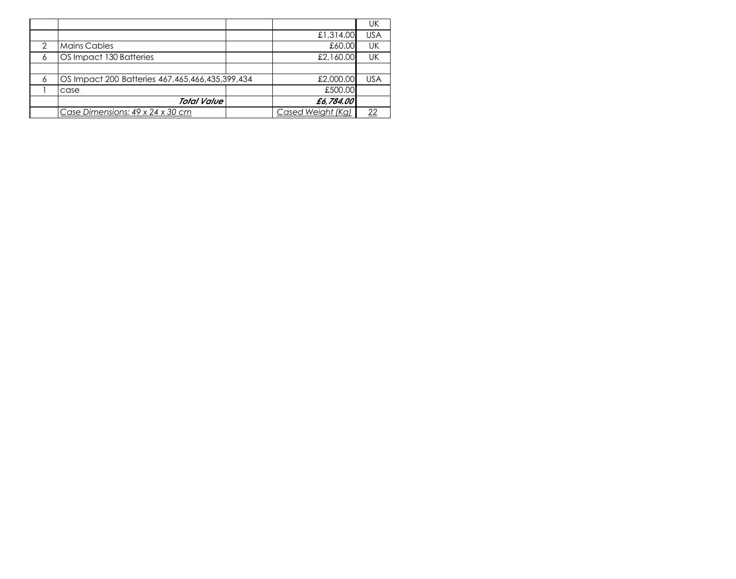| | | | | |
|---|---|---|---|---|
| | | | | UK |
| | | | £1,314.00 | USA |
| 2 | Mains Cables | | £60.00 | UK |
| 6 | OS Impact 130 Batteries | | £2,160.00 | UK |
| | | | | |
| 6 | OS Impact 200 Batteries 467,465,466,435,399,434 | | £2,000.00 | USA |
| 1 | case | | £500.00 | |
| | ***Total Value*** | | ***£6,784.00*** | |
| | *Case Dimensions: 49 x 24 x 30 cm* | | *Cased Weight (Kg)* | 22 |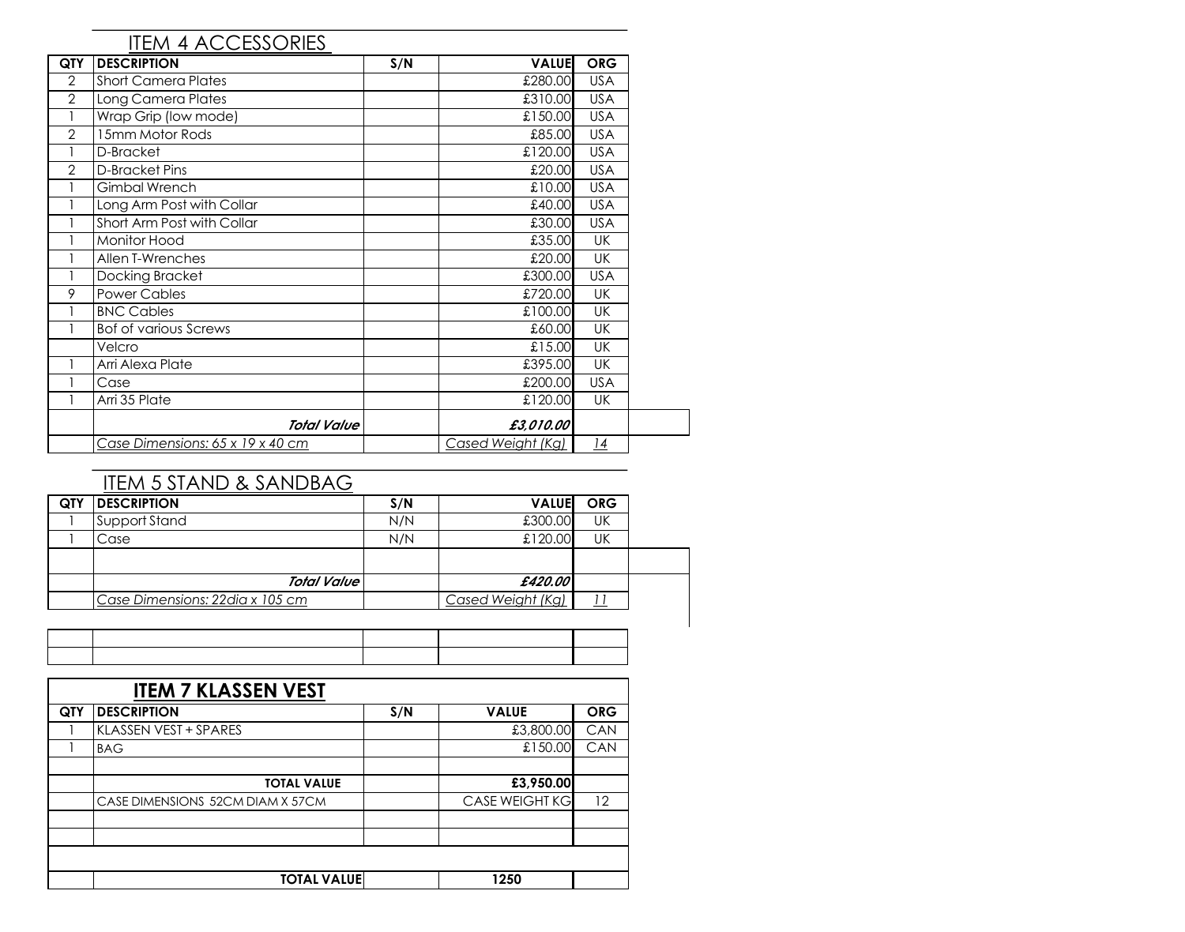## ITEM 4 ACCESSORIES

| QTY | DESCRIPTION | S/N | VALUE | ORG |
|---|---|---|---|---|
| 2 | Short Camera Plates | | £280.00 | USA |
| 2 | Long Camera Plates | | £310.00 | USA |
| 1 | Wrap Grip (low mode) | | £150.00 | USA |
| 2 | 15mm Motor Rods | | £85.00 | USA |
| 1 | D-Bracket | | £120.00 | USA |
| 2 | D-Bracket Pins | | £20.00 | USA |
| 1 | Gimbal Wrench | | £10.00 | USA |
| 1 | Long Arm Post with Collar | | £40.00 | USA |
| 1 | Short Arm Post with Collar | | £30.00 | USA |
| 1 | Monitor Hood | | £35.00 | UK |
| 1 | Allen T-Wrenches | | £20.00 | UK |
| 1 | Docking Bracket | | £300.00 | USA |
| 9 | Power Cables | | £720.00 | UK |
| 1 | BNC Cables | | £100.00 | UK |
| 1 | Bof of various Screws | | £60.00 | UK |
| | Velcro | | £15.00 | UK |
| 1 | Arri Alexa Plate | | £395.00 | UK |
| 1 | Case | | £200.00 | USA |
| 1 | Arri 35 Plate | | £120.00 | UK |
| | *Total Value* | | *£3,010.00* | |
| | Case Dimensions: 65 x 19 x 40 cm | | Cased Weight (Kg) | 14 |

## ITEM 5 STAND & SANDBAG

| QTY | DESCRIPTION | S/N | VALUE | ORG |
|---|---|---|---|---|
| 1 | Support Stand | N/N | £300.00 | UK |
| 1 | Case | N/N | £120.00 | UK |
| | | | | |
| | *Total Value* | | *£420.00* | |
| | Case Dimensions: 22dia x 105 cm | | Cased Weight (Kg) | 11 |

## ITEM 7 KLASSEN VEST

| QTY | DESCRIPTION | S/N | VALUE | ORG |
|---|---|---|---|---|
| 1 | KLASSEN VEST + SPARES | | £3,800.00 | CAN |
| 1 | BAG | | £150.00 | CAN |
| | | | | |
| | **TOTAL VALUE** | | **£3,950.00** | |
| | CASE DIMENSIONS 52CM DIAM X 57CM | | CASE WEIGHT KG | 12 |
| | | | | |
| | | | | |
| | | | | |
| | **TOTAL VALUE** | | **1250** | |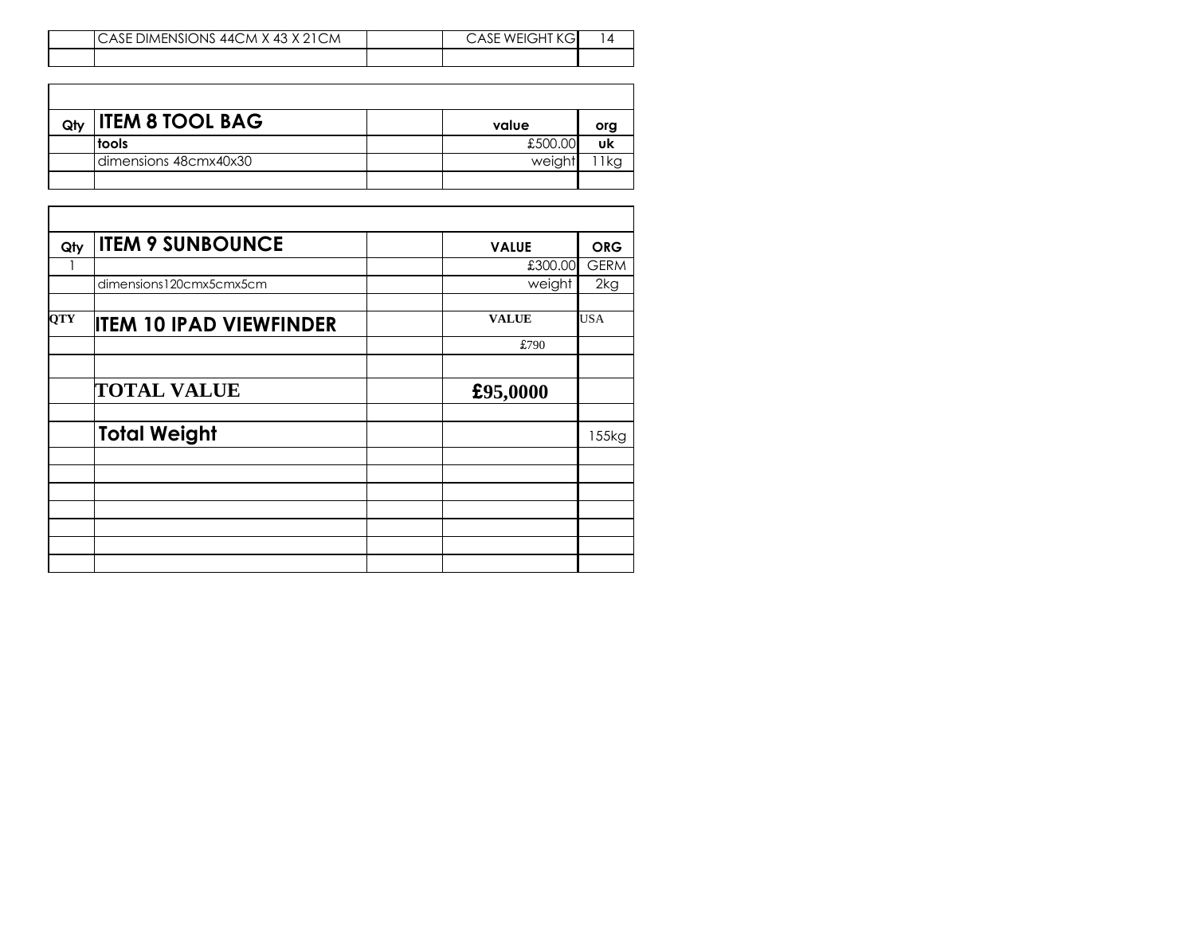| | | | | |
|---|---|---|---|---|
| | CASE DIMENSIONS 44CM X 43 X 21CM | | CASE WEIGHT KG | 14 |
| | | | | |

| | | | | |
|---|---|---|---|---|
| Qty | **ITEM 8 TOOL BAG** | | **value** | **org** |
| | **tools** | | £500.00 | **uk** |
| | dimensions 48cmx40x30 | | weight | 11kg |
| | | | | |

| | | | | |
|---|---|---|---|---|
| **Qty** | **ITEM 9 SUNBOUNCE** | | **VALUE** | **ORG** |
| 1 | | | £300.00 | GERM |
| | dimensions120cmx5cmx5cm | | weight | 2kg |
| | | | | |
| **QTY** | **ITEM 10 IPAD VIEWFINDER** | | **VALUE** | USA |
| | | | £790 | |
| | | | | |
| | **TOTAL VALUE** | | **£95,0000** | |
| | | | | |
| | **Total Weight** | | | 155kg |
| | | | | |
| | | | | |
| | | | | |
| | | | | |
| | | | | |
| | | | | |
| | | | | |